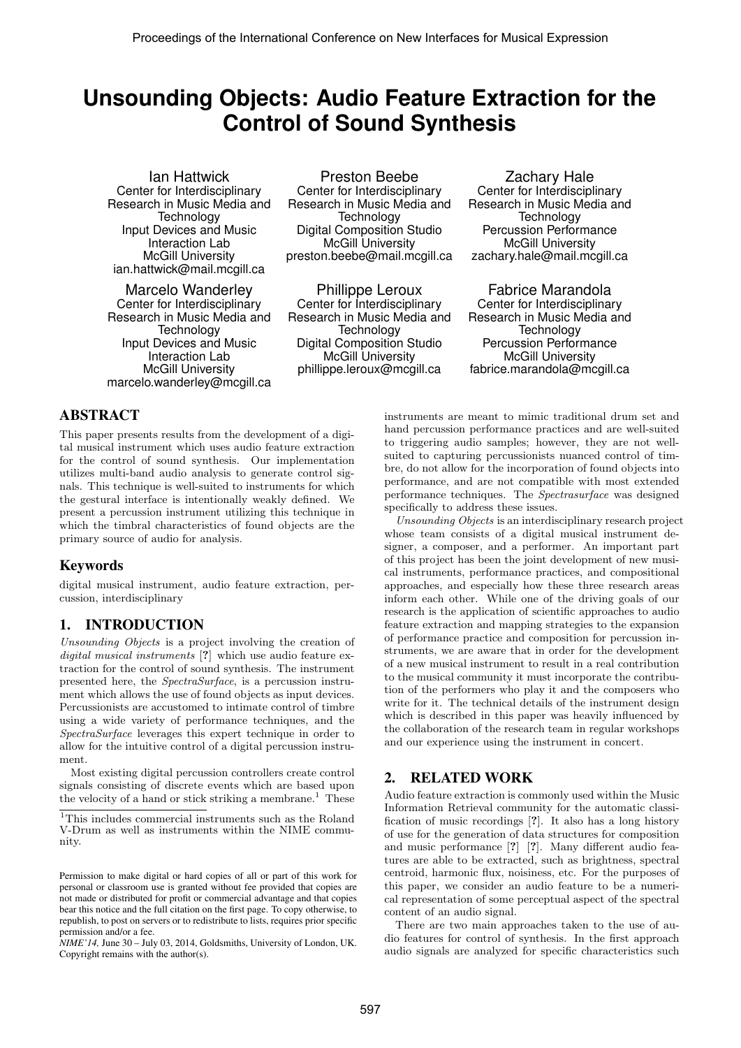# Unsounding Objects: Audio Feature Extraction for the Control of Sound Synthesis

Ian Hattwick
Center for Interdisciplinary Research in Music Media and Technology
Input Devices and Music Interaction Lab
McGill University
ian.hattwick@mail.mcgill.ca

Preston Beebe
Center for Interdisciplinary Research in Music Media and Technology
Digital Composition Studio
McGill University
preston.beebe@mail.mcgill.ca

Zachary Hale
Center for Interdisciplinary Research in Music Media and Technology
Percussion Performance
McGill University
zachary.hale@mail.mcgill.ca

Marcelo Wanderley
Center for Interdisciplinary Research in Music Media and Technology
Input Devices and Music Interaction Lab
McGill University
marcelo.wanderley@mcgill.ca

Phillippe Leroux
Center for Interdisciplinary Research in Music Media and Technology
Digital Composition Studio
McGill University
phillippe.leroux@mcgill.ca

Fabrice Marandola
Center for Interdisciplinary Research in Music Media and Technology
Percussion Performance
McGill University
fabrice.marandola@mcgill.ca

## ABSTRACT

This paper presents results from the development of a digital musical instrument which uses audio feature extraction for the control of sound synthesis. Our implementation utilizes multi-band audio analysis to generate control signals. This technique is well-suited to instruments for which the gestural interface is intentionally weakly defined. We present a percussion instrument utilizing this technique in which the timbral characteristics of found objects are the primary source of audio for analysis.

## Keywords

digital musical instrument, audio feature extraction, percussion, interdisciplinary

## 1. INTRODUCTION

*Unsounding Objects* is a project involving the creation of *digital musical instruments* [?] which use audio feature extraction for the control of sound synthesis. The instrument presented here, the *SpectraSurface*, is a percussion instrument which allows the use of found objects as input devices. Percussionists are accustomed to intimate control of timbre using a wide variety of performance techniques, and the *SpectraSurface* leverages this expert technique in order to allow for the intuitive control of a digital percussion instrument.

Most existing digital percussion controllers create control signals consisting of discrete events which are based upon the velocity of a hand or stick striking a membrane.[1] These instruments are meant to mimic traditional drum set and hand percussion performance practices and are well-suited to triggering audio samples; however, they are not well-suited to capturing percussionists nuanced control of timbre, do not allow for the incorporation of found objects into performance, and are not compatible with most extended performance techniques. The *Spectrasurface* was designed specifically to address these issues.

*Unsounding Objects* is an interdisciplinary research project whose team consists of a digital musical instrument designer, a composer, and a performer. An important part of this project has been the joint development of new musical instruments, performance practices, and compositional approaches, and especially how these three research areas inform each other. While one of the driving goals of our research is the application of scientific approaches to audio feature extraction and mapping strategies to the expansion of performance practice and composition for percussion instruments, we are aware that in order for the development of a new musical instrument to result in a real contribution to the musical community it must incorporate the contribution of the performers who play it and the composers who write for it. The technical details of the instrument design which is described in this paper was heavily influenced by the collaboration of the research team in regular workshops and our experience using the instrument in concert.

[1] This includes commercial instruments such as the Roland V-Drum as well as instruments within the NIME community.

Permission to make digital or hard copies of all or part of this work for personal or classroom use is granted without fee provided that copies are not made or distributed for profit or commercial advantage and that copies bear this notice and the full citation on the first page. To copy otherwise, to republish, to post on servers or to redistribute to lists, requires prior specific permission and/or a fee.
*NIME'14,* June 30 – July 03, 2014, Goldsmiths, University of London, UK.
Copyright remains with the author(s).

## 2. RELATED WORK

Audio feature extraction is commonly used within the Music Information Retrieval community for the automatic classification of music recordings [?]. It also has a long history of use for the generation of data structures for composition and music performance [?] [?]. Many different audio features are able to be extracted, such as brightness, spectral centroid, harmonic flux, noisiness, etc. For the purposes of this paper, we consider an audio feature to be a numerical representation of some perceptual aspect of the spectral content of an audio signal.

There are two main approaches taken to the use of audio features for control of synthesis. In the first approach audio signals are analyzed for specific characteristics such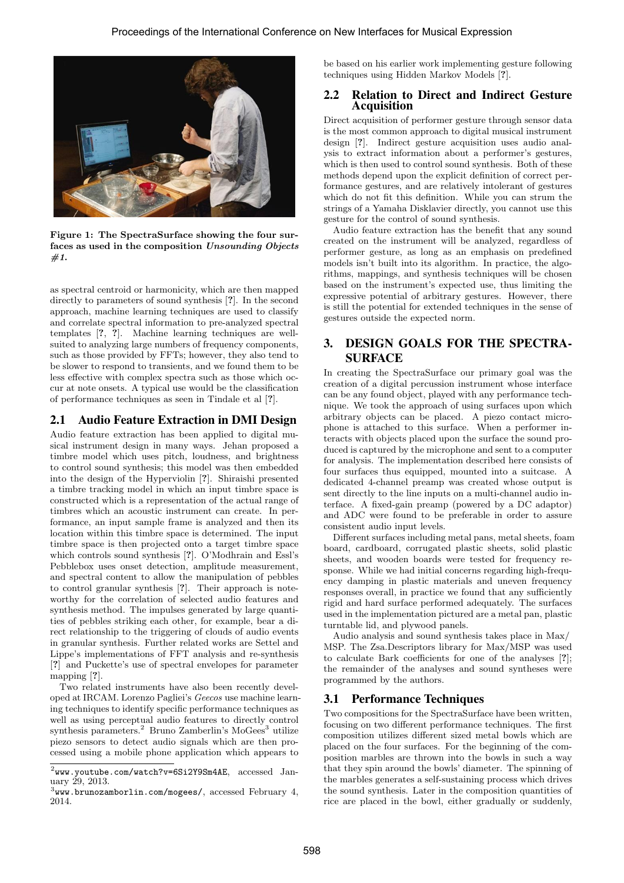Figure 1: The SpectraSurface showing the four surfaces as used in the composition *Unsounding Objects #1.*

as spectral centroid or harmonicity, which are then mapped directly to parameters of sound synthesis [?]. In the second approach, machine learning techniques are used to classify and correlate spectral information to pre-analyzed spectral templates [?, ?]. Machine learning techniques are well-suited to analyzing large numbers of frequency components, such as those provided by FFTs; however, they also tend to be slower to respond to transients, and we found them to be less effective with complex spectra such as those which occur at note onsets. A typical use would be the classification of performance techniques as seen in Tindale et al [?].

## 2.1 Audio Feature Extraction in DMI Design

Audio feature extraction has been applied to digital musical instrument design in many ways. Jehan proposed a timbre model which uses pitch, loudness, and brightness to control sound synthesis; this model was then embedded into the design of the Hyperviolin [?]. Shiraishi presented a timbre tracking model in which an input timbre space is constructed which is a representation of the actual range of timbres which an acoustic instrument can create. In performance, an input sample frame is analyzed and then its location within this timbre space is determined. The input timbre space is then projected onto a target timbre space which controls sound synthesis [?]. O'Modhrain and Essl's Pebblebox uses onset detection, amplitude measurement, and spectral content to allow the manipulation of pebbles to control granular synthesis [?]. Their approach is noteworthy for the correlation of selected audio features and synthesis method. The impulses generated by large quantities of pebbles striking each other, for example, bear a direct relationship to the triggering of clouds of audio events in granular synthesis. Further related works are Settel and Lippe's implementations of FFT analysis and re-synthesis [?] and Puckette's use of spectral envelopes for parameter mapping [?].

Two related instruments have also been recently developed at IRCAM. Lorenzo Pagliei's *Geecos* use machine learning techniques to identify specific performance techniques as well as using perceptual audio features to directly control synthesis parameters.[2] Bruno Zamberlin's MoGees[3] utilize piezo sensors to detect audio signals which are then processed using a mobile phone application which appears to be based on his earlier work implementing gesture following techniques using Hidden Markov Models [?].

## 2.2 Relation to Direct and Indirect Gesture Acquisition

Direct acquisition of performer gesture through sensor data is the most common approach to digital musical instrument design [?]. Indirect gesture acquisition uses audio analysis to extract information about a performer's gestures, which is then used to control sound synthesis. Both of these methods depend upon the explicit definition of correct performance gestures, and are relatively intolerant of gestures which do not fit this definition. While you can strum the strings of a Yamaha Disklavier directly, you cannot use this gesture for the control of sound synthesis.

Audio feature extraction has the benefit that any sound created on the instrument will be analyzed, regardless of performer gesture, as long as an emphasis on predefined models isn't built into its algorithm. In practice, the algorithms, mappings, and synthesis techniques will be chosen based on the instrument's expected use, thus limiting the expressive potential of arbitrary gestures. However, there is still the potential for extended techniques in the sense of gestures outside the expected norm.

# 3. DESIGN GOALS FOR THE SPECTRASURFACE

In creating the SpectraSurface our primary goal was the creation of a digital percussion instrument whose interface can be any found object, played with any performance technique. We took the approach of using surfaces upon which arbitrary objects can be placed. A piezo contact microphone is attached to this surface. When a performer interacts with objects placed upon the surface the sound produced is captured by the microphone and sent to a computer for analysis. The implementation described here consists of four surfaces thus equipped, mounted into a suitcase. A dedicated 4-channel preamp was created whose output is sent directly to the line inputs on a multi-channel audio interface. A fixed-gain preamp (powered by a DC adaptor) and ADC were found to be preferable in order to assure consistent audio input levels.

Different surfaces including metal pans, metal sheets, foam board, cardboard, corrugated plastic sheets, solid plastic sheets, and wooden boards were tested for frequency response. While we had initial concerns regarding high-frequency damping in plastic materials and uneven frequency responses overall, in practice we found that any sufficiently rigid and hard surface performed adequately. The surfaces used in the implementation pictured are a metal pan, plastic turntable lid, and plywood panels.

Audio analysis and sound synthesis takes place in Max/MSP. The Zsa.Descriptors library for Max/MSP was used to calculate Bark coefficients for one of the analyses [?]; the remainder of the analyses and sound syntheses were programmed by the authors.

## 3.1 Performance Techniques

Two compositions for the SpectraSurface have been written, focusing on two different performance techniques. The first composition utilizes different sized metal bowls which are placed on the four surfaces. For the beginning of the composition marbles are thrown into the bowls in such a way that they spin around the bowls' diameter. The spinning of the marbles generates a self-sustaining process which drives the sound synthesis. Later in the composition quantities of rice are placed in the bowl, either gradually or suddenly,

[2] www.youtube.com/watch?v=6Si2Y9Sm4AE, accessed January 29, 2013.

[3] www.brunozamborlin.com/mogees/, accessed February 4, 2014.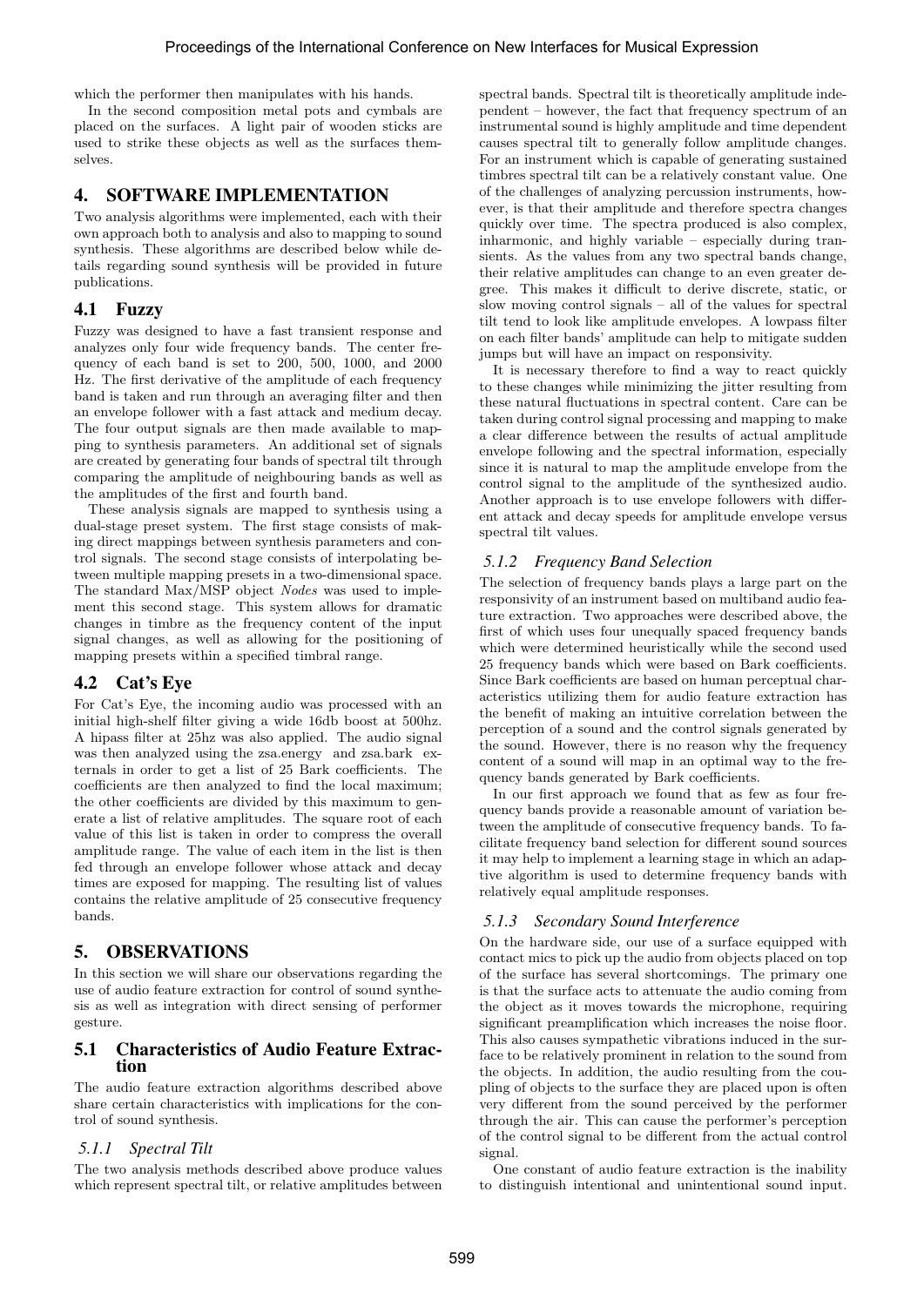which the performer then manipulates with his hands.

In the second composition metal pots and cymbals are placed on the surfaces. A light pair of wooden sticks are used to strike these objects as well as the surfaces themselves.

## 4. SOFTWARE IMPLEMENTATION

Two analysis algorithms were implemented, each with their own approach both to analysis and also to mapping to sound synthesis. These algorithms are described below while details regarding sound synthesis will be provided in future publications.

### 4.1 Fuzzy

Fuzzy was designed to have a fast transient response and analyzes only four wide frequency bands. The center frequency of each band is set to 200, 500, 1000, and 2000 Hz. The first derivative of the amplitude of each frequency band is taken and run through an averaging filter and then an envelope follower with a fast attack and medium decay. The four output signals are then made available to mapping to synthesis parameters. An additional set of signals are created by generating four bands of spectral tilt through comparing the amplitude of neighbouring bands as well as the amplitudes of the first and fourth band.

These analysis signals are mapped to synthesis using a dual-stage preset system. The first stage consists of making direct mappings between synthesis parameters and control signals. The second stage consists of interpolating between multiple mapping presets in a two-dimensional space. The standard Max/MSP object *Nodes* was used to implement this second stage. This system allows for dramatic changes in timbre as the frequency content of the input signal changes, as well as allowing for the positioning of mapping presets within a specified timbral range.

### 4.2 Cat's Eye

For Cat's Eye, the incoming audio was processed with an initial high-shelf filter giving a wide 16db boost at 500hz. A hipass filter at 25hz was also applied. The audio signal was then analyzed using the zsa.energy and zsa.bark externals in order to get a list of 25 Bark coefficients. The coefficients are then analyzed to find the local maximum; the other coefficients are divided by this maximum to generate a list of relative amplitudes. The square root of each value of this list is taken in order to compress the overall amplitude range. The value of each item in the list is then fed through an envelope follower whose attack and decay times are exposed for mapping. The resulting list of values contains the relative amplitude of 25 consecutive frequency bands.

## 5. OBSERVATIONS

In this section we will share our observations regarding the use of audio feature extraction for control of sound synthesis as well as integration with direct sensing of performer gesture.

### 5.1 Characteristics of Audio Feature Extraction

The audio feature extraction algorithms described above share certain characteristics with implications for the control of sound synthesis.

#### *5.1.1 Spectral Tilt*

The two analysis methods described above produce values which represent spectral tilt, or relative amplitudes between spectral bands. Spectral tilt is theoretically amplitude independent – however, the fact that frequency spectrum of an instrumental sound is highly amplitude and time dependent causes spectral tilt to generally follow amplitude changes. For an instrument which is capable of generating sustained timbres spectral tilt can be a relatively constant value. One of the challenges of analyzing percussion instruments, however, is that their amplitude and therefore spectra changes quickly over time. The spectra produced is also complex, inharmonic, and highly variable – especially during transients. As the values from any two spectral bands change, their relative amplitudes can change to an even greater degree. This makes it difficult to derive discrete, static, or slow moving control signals – all of the values for spectral tilt tend to look like amplitude envelopes. A lowpass filter on each filter bands' amplitude can help to mitigate sudden jumps but will have an impact on responsivity.

It is necessary therefore to find a way to react quickly to these changes while minimizing the jitter resulting from these natural fluctuations in spectral content. Care can be taken during control signal processing and mapping to make a clear difference between the results of actual amplitude envelope following and the spectral information, especially since it is natural to map the amplitude envelope from the control signal to the amplitude of the synthesized audio. Another approach is to use envelope followers with different attack and decay speeds for amplitude envelope versus spectral tilt values.

#### *5.1.2 Frequency Band Selection*

The selection of frequency bands plays a large part on the responsivity of an instrument based on multiband audio feature extraction. Two approaches were described above, the first of which uses four unequally spaced frequency bands which were determined heuristically while the second used 25 frequency bands which were based on Bark coefficients. Since Bark coefficients are based on human perceptual characteristics utilizing them for audio feature extraction has the benefit of making an intuitive correlation between the perception of a sound and the control signals generated by the sound. However, there is no reason why the frequency content of a sound will map in an optimal way to the frequency bands generated by Bark coefficients.

In our first approach we found that as few as four frequency bands provide a reasonable amount of variation between the amplitude of consecutive frequency bands. To facilitate frequency band selection for different sound sources it may help to implement a learning stage in which an adaptive algorithm is used to determine frequency bands with relatively equal amplitude responses.

#### *5.1.3 Secondary Sound Interference*

On the hardware side, our use of a surface equipped with contact mics to pick up the audio from objects placed on top of the surface has several shortcomings. The primary one is that the surface acts to attenuate the audio coming from the object as it moves towards the microphone, requiring significant preamplification which increases the noise floor. This also causes sympathetic vibrations induced in the surface to be relatively prominent in relation to the sound from the objects. In addition, the audio resulting from the coupling of objects to the surface they are placed upon is often very different from the sound perceived by the performer through the air. This can cause the performer's perception of the control signal to be different from the actual control signal.

One constant of audio feature extraction is the inability to distinguish intentional and unintentional sound input.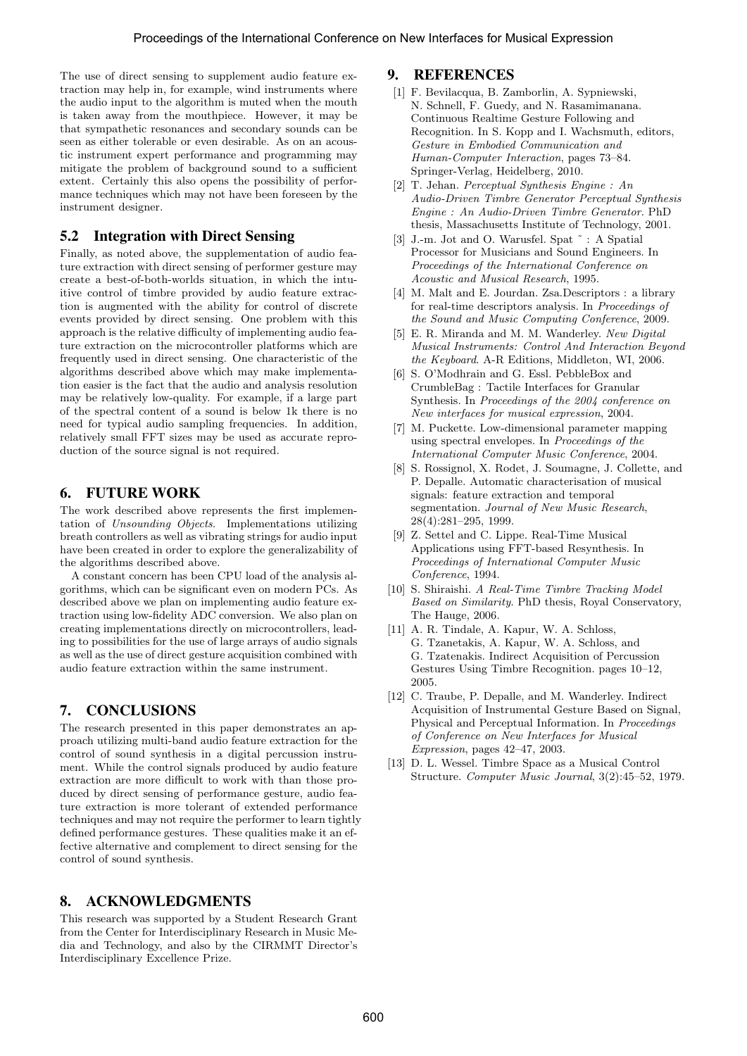The use of direct sensing to supplement audio feature extraction may help in, for example, wind instruments where the audio input to the algorithm is muted when the mouth is taken away from the mouthpiece. However, it may be that sympathetic resonances and secondary sounds can be seen as either tolerable or even desirable. As on an acoustic instrument expert performance and programming may mitigate the problem of background sound to a sufficient extent. Certainly this also opens the possibility of performance techniques which may not have been foreseen by the instrument designer.

### 5.2 Integration with Direct Sensing

Finally, as noted above, the supplementation of audio feature extraction with direct sensing of performer gesture may create a best-of-both-worlds situation, in which the intuitive control of timbre provided by audio feature extraction is augmented with the ability for control of discrete events provided by direct sensing. One problem with this approach is the relative difficulty of implementing audio feature extraction on the microcontroller platforms which are frequently used in direct sensing. One characteristic of the algorithms described above which may make implementation easier is the fact that the audio and analysis resolution may be relatively low-quality. For example, if a large part of the spectral content of a sound is below 1k there is no need for typical audio sampling frequencies. In addition, relatively small FFT sizes may be used as accurate reproduction of the source signal is not required.

## 6. FUTURE WORK

The work described above represents the first implementation of *Unsounding Objects*. Implementations utilizing breath controllers as well as vibrating strings for audio input have been created in order to explore the generalizability of the algorithms described above.

A constant concern has been CPU load of the analysis algorithms, which can be significant even on modern PCs. As described above we plan on implementing audio feature extraction using low-fidelity ADC conversion. We also plan on creating implementations directly on microcontrollers, leading to possibilities for the use of large arrays of audio signals as well as the use of direct gesture acquisition combined with audio feature extraction within the same instrument.

## 7. CONCLUSIONS

The research presented in this paper demonstrates an approach utilizing multi-band audio feature extraction for the control of sound synthesis in a digital percussion instrument. While the control signals produced by audio feature extraction are more difficult to work with than those produced by direct sensing of performance gesture, audio feature extraction is more tolerant of extended performance techniques and may not require the performer to learn tightly defined performance gestures. These qualities make it an effective alternative and complement to direct sensing for the control of sound synthesis.

## 8. ACKNOWLEDGMENTS

This research was supported by a Student Research Grant from the Center for Interdisciplinary Research in Music Media and Technology, and also by the CIRMMT Director's Interdisciplinary Excellence Prize.

## 9. REFERENCES

[1] F. Bevilacqua, B. Zamborlin, A. Sypniewski, N. Schnell, F. Guedy, and N. Rasamimanana. Continuous Realtime Gesture Following and Recognition. In S. Kopp and I. Wachsmuth, editors, *Gesture in Embodied Communication and Human-Computer Interaction*, pages 73–84. Springer-Verlag, Heidelberg, 2010.

[2] T. Jehan. *Perceptual Synthesis Engine : An Audio-Driven Timbre Generator Perceptual Synthesis Engine : An Audio-Driven Timbre Generator*. PhD thesis, Massachusetts Institute of Technology, 2001.

[3] J.-m. Jot and O. Warusfel. Spat ˜ : A Spatial Processor for Musicians and Sound Engineers. In *Proceedings of the International Conference on Acoustic and Musical Research*, 1995.

[4] M. Malt and E. Jourdan. Zsa.Descriptors : a library for real-time descriptors analysis. In *Proceedings of the Sound and Music Computing Conference*, 2009.

[5] E. R. Miranda and M. M. Wanderley. *New Digital Musical Instruments: Control And Interaction Beyond the Keyboard*. A-R Editions, Middleton, WI, 2006.

[6] S. O'Modhrain and G. Essl. PebbleBox and CrumbleBag : Tactile Interfaces for Granular Synthesis. In *Proceedings of the 2004 conference on New interfaces for musical expression*, 2004.

[7] M. Puckette. Low-dimensional parameter mapping using spectral envelopes. In *Proceedings of the International Computer Music Conference*, 2004.

[8] S. Rossignol, X. Rodet, J. Soumagne, J. Collette, and P. Depalle. Automatic characterisation of musical signals: feature extraction and temporal segmentation. *Journal of New Music Research*, 28(4):281–295, 1999.

[9] Z. Settel and C. Lippe. Real-Time Musical Applications using FFT-based Resynthesis. In *Proceedings of International Computer Music Conference*, 1994.

[10] S. Shiraishi. *A Real-Time Timbre Tracking Model Based on Similarity*. PhD thesis, Royal Conservatory, The Hauge, 2006.

[11] A. R. Tindale, A. Kapur, W. A. Schloss, G. Tzanetakis, A. Kapur, W. A. Schloss, and G. Tzatenakis. Indirect Acquisition of Percussion Gestures Using Timbre Recognition. pages 10–12, 2005.

[12] C. Traube, P. Depalle, and M. Wanderley. Indirect Acquisition of Instrumental Gesture Based on Signal, Physical and Perceptual Information. In *Proceedings of Conference on New Interfaces for Musical Expression*, pages 42–47, 2003.

[13] D. L. Wessel. Timbre Space as a Musical Control Structure. *Computer Music Journal*, 3(2):45–52, 1979.